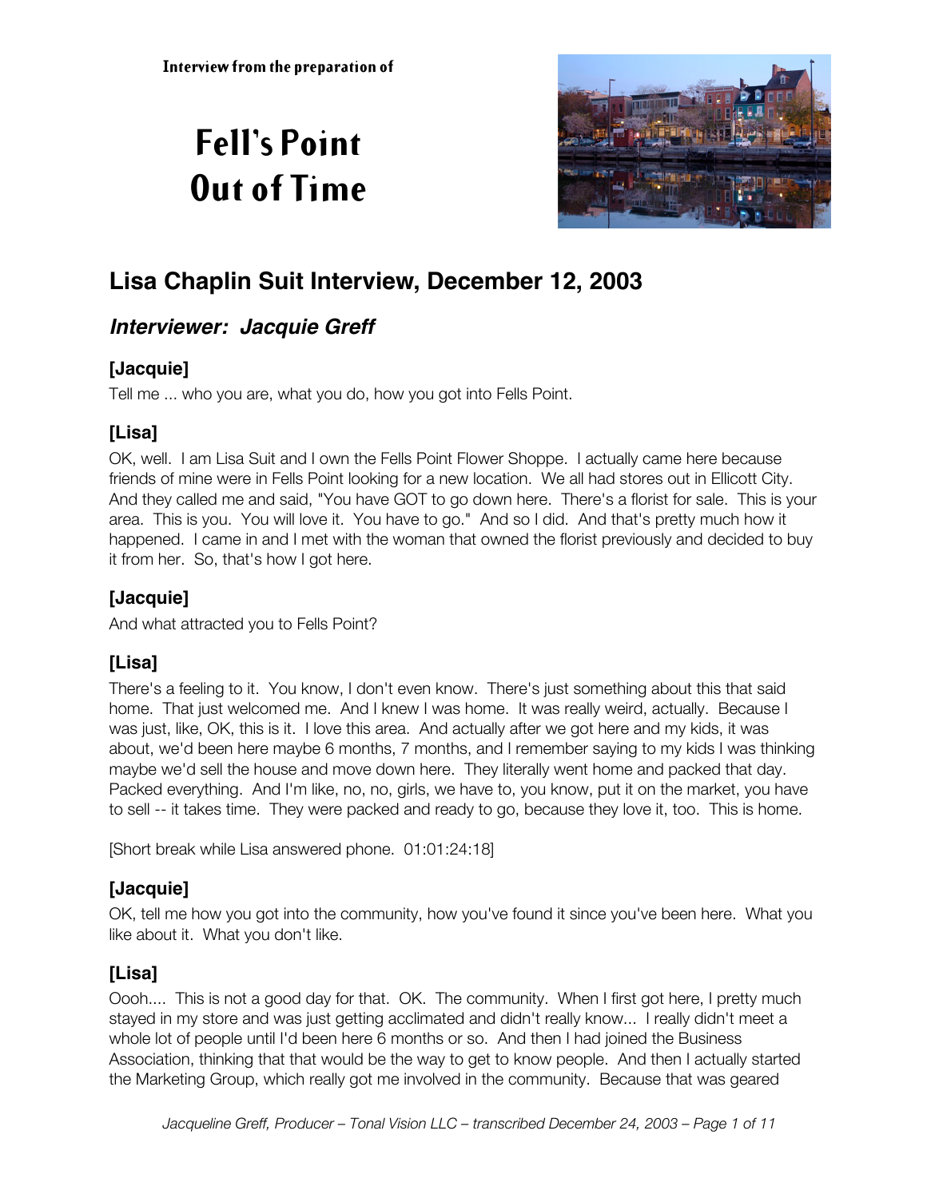Interview from the preparation of

# Fell's Point Out of Time

## Lisa Chaplin Suit Interview, December 12, 2003

### *Interviewer: Jacquie Greff*

### [Jacquie]

Tell me ... who you are, what you do, how you got into Fells Point.

### [Lisa]

OK, well. I am Lisa Suit and I own the Fells Point Flower Shoppe. I actually came here because friends of mine were in Fells Point looking for a new location. We all had stores out in Ellicott City. And they called me and said, "You have GOT to go down here. There's a florist for sale. This is your area. This is you. You will love it. You have to go." And so I did. And that's pretty much how it happened. I came in and I met with the woman that owned the florist previously and decided to buy it from her. So, that's how I got here.

### [Jacquie]

And what attracted you to Fells Point?

### [Lisa]

There's a feeling to it. You know, I don't even know. There's just something about this that said home. That just welcomed me. And I knew I was home. It was really weird, actually. Because I was just, like, OK, this is it. I love this area. And actually after we got here and my kids, it was about, we'd been here maybe 6 months, 7 months, and I remember saying to my kids I was thinking maybe we'd sell the house and move down here. They literally went home and packed that day. Packed everything. And I'm like, no, no, girls, we have to, you know, put it on the market, you have to sell -- it takes time. They were packed and ready to go, because they love it, too. This is home.

[Short break while Lisa answered phone. 01:01:24:18]

### [Jacquie]

OK, tell me how you got into the community, how you've found it since you've been here. What you like about it. What you don't like.

### [Lisa]

Oooh.... This is not a good day for that. OK. The community. When I first got here, I pretty much stayed in my store and was just getting acclimated and didn't really know... I really didn't meet a whole lot of people until I'd been here 6 months or so. And then I had joined the Business Association, thinking that that would be the way to get to know people. And then I actually started the Marketing Group, which really got me involved in the community. Because that was geared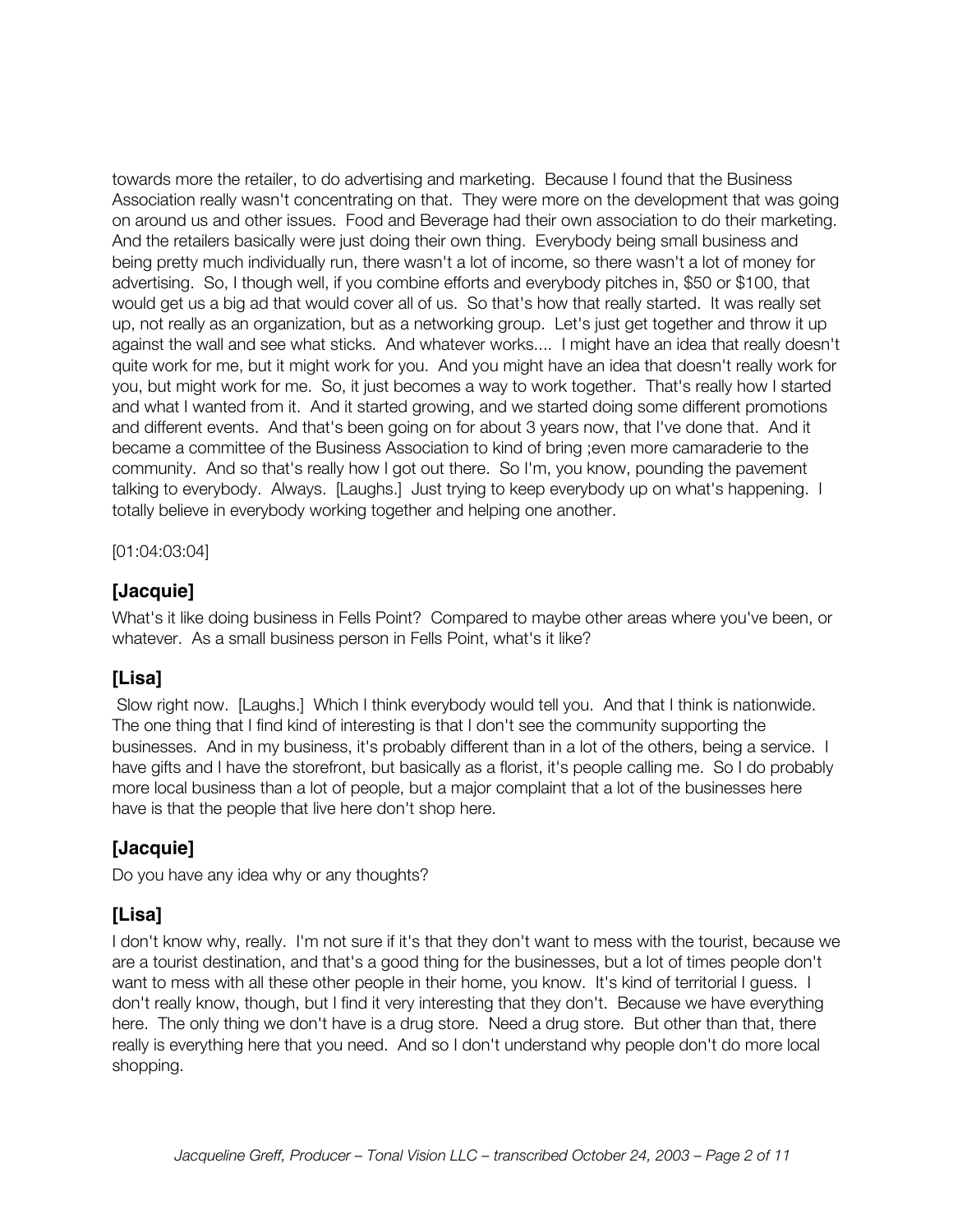towards more the retailer, to do advertising and marketing. Because I found that the Business Association really wasn't concentrating on that. They were more on the development that was going on around us and other issues. Food and Beverage had their own association to do their marketing. And the retailers basically were just doing their own thing. Everybody being small business and being pretty much individually run, there wasn't a lot of income, so there wasn't a lot of money for advertising. So, I though well, if you combine efforts and everybody pitches in, $50 or $100, that would get us a big ad that would cover all of us. So that's how that really started. It was really set up, not really as an organization, but as a networking group. Let's just get together and throw it up against the wall and see what sticks. And whatever works.... I might have an idea that really doesn't quite work for me, but it might work for you. And you might have an idea that doesn't really work for you, but might work for me. So, it just becomes a way to work together. That's really how I started and what I wanted from it. And it started growing, and we started doing some different promotions and different events. And that's been going on for about 3 years now, that I've done that. And it became a committee of the Business Association to kind of bring ;even more camaraderie to the community. And so that's really how I got out there. So I'm, you know, pounding the pavement talking to everybody. Always. [Laughs.] Just trying to keep everybody up on what's happening. I totally believe in everybody working together and helping one another.

[01:04:03:04]

### [Jacquie]

What's it like doing business in Fells Point? Compared to maybe other areas where you've been, or whatever. As a small business person in Fells Point, what's it like?

### [Lisa]

Slow right now. [Laughs.] Which I think everybody would tell you. And that I think is nationwide. The one thing that I find kind of interesting is that I don't see the community supporting the businesses. And in my business, it's probably different than in a lot of the others, being a service. I have gifts and I have the storefront, but basically as a florist, it's people calling me. So I do probably more local business than a lot of people, but a major complaint that a lot of the businesses here have is that the people that live here don't shop here.

### [Jacquie]

Do you have any idea why or any thoughts?

### [Lisa]

I don't know why, really. I'm not sure if it's that they don't want to mess with the tourist, because we are a tourist destination, and that's a good thing for the businesses, but a lot of times people don't want to mess with all these other people in their home, you know. It's kind of territorial I guess. I don't really know, though, but I find it very interesting that they don't. Because we have everything here. The only thing we don't have is a drug store. Need a drug store. But other than that, there really is everything here that you need. And so I don't understand why people don't do more local shopping.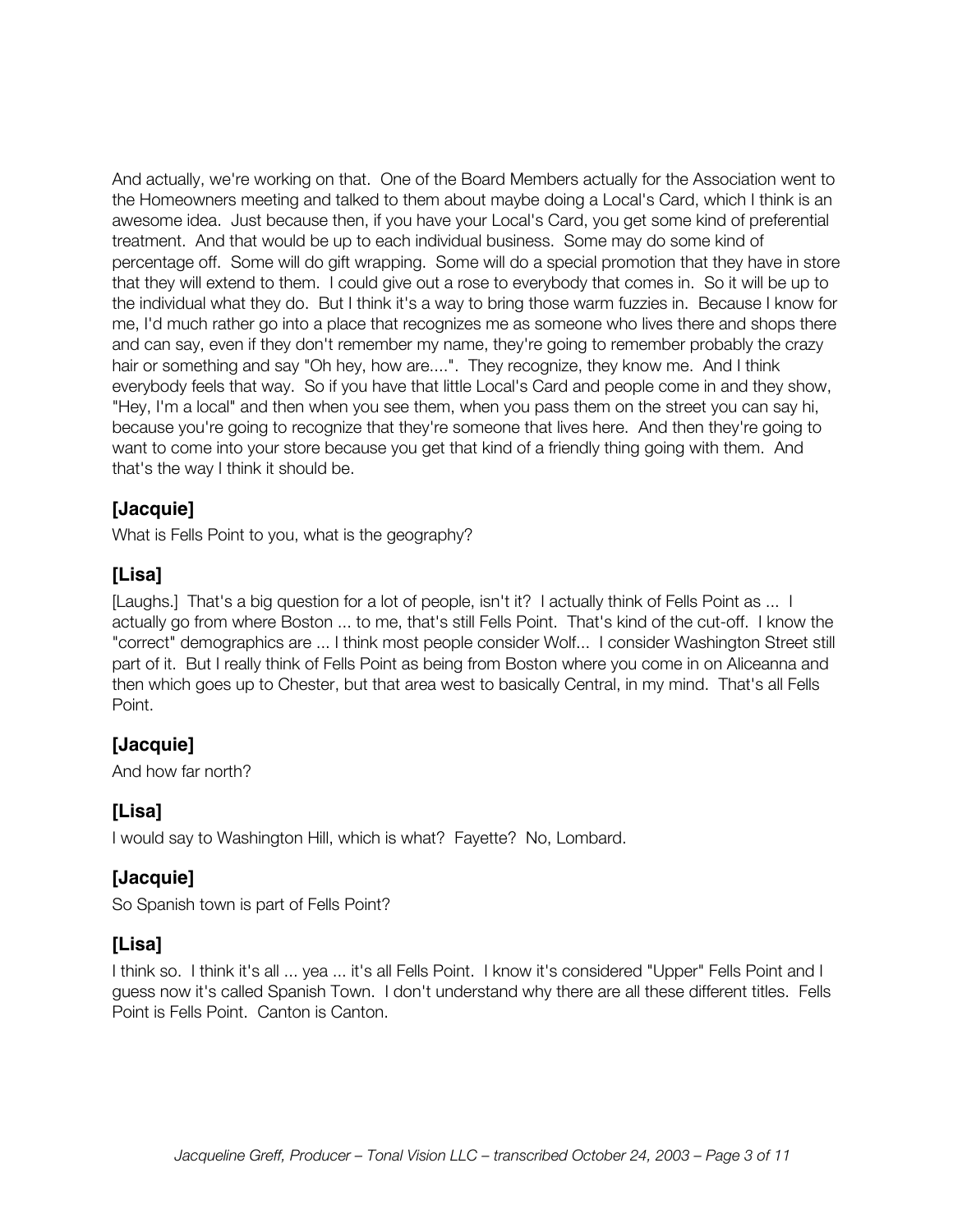And actually, we're working on that. One of the Board Members actually for the Association went to the Homeowners meeting and talked to them about maybe doing a Local's Card, which I think is an awesome idea. Just because then, if you have your Local's Card, you get some kind of preferential treatment. And that would be up to each individual business. Some may do some kind of percentage off. Some will do gift wrapping. Some will do a special promotion that they have in store that they will extend to them. I could give out a rose to everybody that comes in. So it will be up to the individual what they do. But I think it's a way to bring those warm fuzzies in. Because I know for me, I'd much rather go into a place that recognizes me as someone who lives there and shops there and can say, even if they don't remember my name, they're going to remember probably the crazy hair or something and say "Oh hey, how are....". They recognize, they know me. And I think everybody feels that way. So if you have that little Local's Card and people come in and they show, "Hey, I'm a local" and then when you see them, when you pass them on the street you can say hi, because you're going to recognize that they're someone that lives here. And then they're going to want to come into your store because you get that kind of a friendly thing going with them. And that's the way I think it should be.

## [Jacquie]

What is Fells Point to you, what is the geography?

## [Lisa]

[Laughs.] That's a big question for a lot of people, isn't it? I actually think of Fells Point as ... I actually go from where Boston ... to me, that's still Fells Point. That's kind of the cut-off. I know the "correct" demographics are ... I think most people consider Wolf... I consider Washington Street still part of it. But I really think of Fells Point as being from Boston where you come in on Aliceanna and then which goes up to Chester, but that area west to basically Central, in my mind. That's all Fells Point.

## [Jacquie]

And how far north?

## [Lisa]

I would say to Washington Hill, which is what? Fayette? No, Lombard.

## [Jacquie]

So Spanish town is part of Fells Point?

## [Lisa]

I think so. I think it's all ... yea ... it's all Fells Point. I know it's considered "Upper" Fells Point and I guess now it's called Spanish Town. I don't understand why there are all these different titles. Fells Point is Fells Point. Canton is Canton.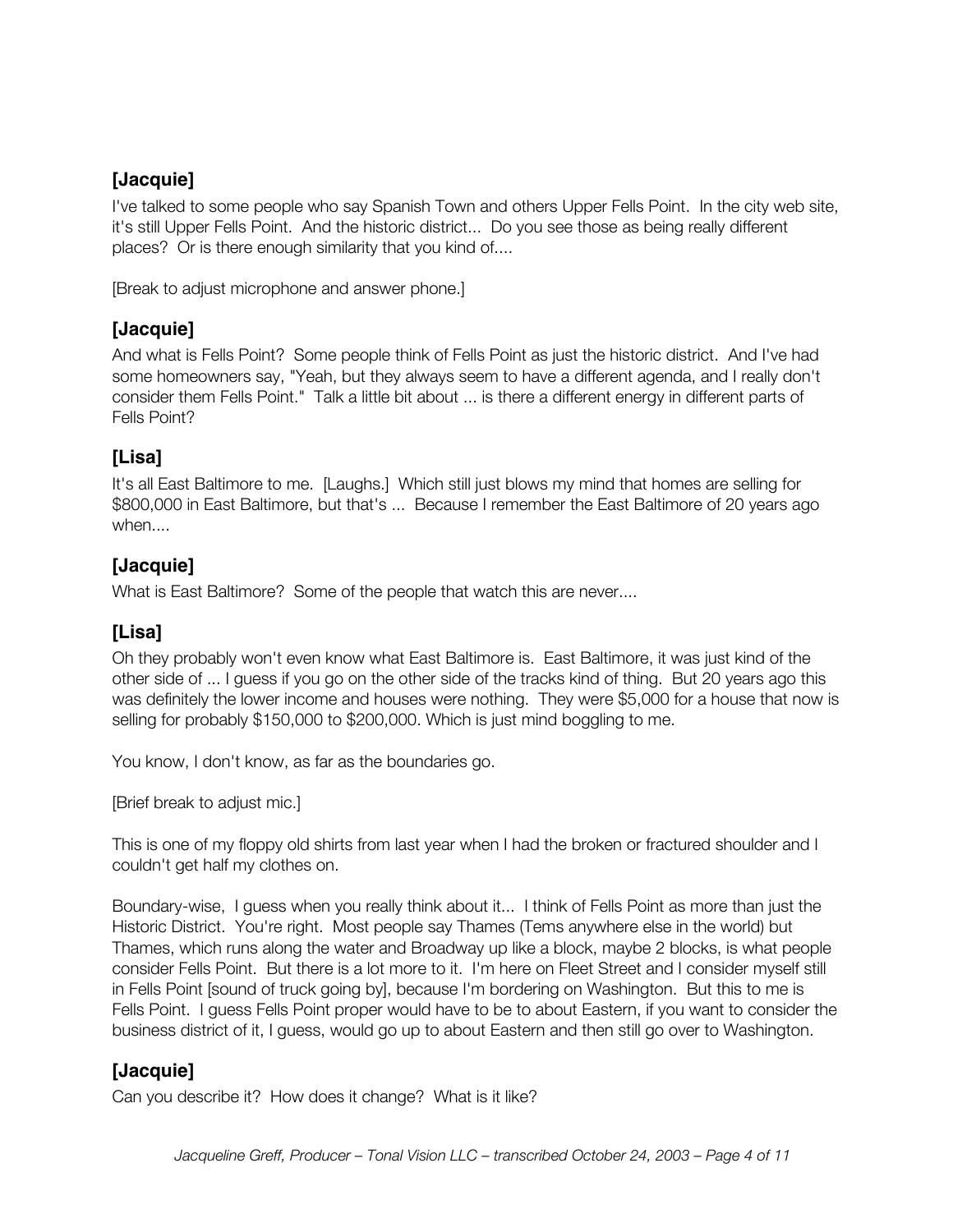## [Jacquie]

I've talked to some people who say Spanish Town and others Upper Fells Point. In the city web site, it's still Upper Fells Point. And the historic district... Do you see those as being really different places? Or is there enough similarity that you kind of....

[Break to adjust microphone and answer phone.]

## [Jacquie]

And what is Fells Point? Some people think of Fells Point as just the historic district. And I've had some homeowners say, "Yeah, but they always seem to have a different agenda, and I really don't consider them Fells Point." Talk a little bit about ... is there a different energy in different parts of Fells Point?

## [Lisa]

It's all East Baltimore to me. [Laughs.] Which still just blows my mind that homes are selling for $800,000 in East Baltimore, but that's ... Because I remember the East Baltimore of 20 years ago when....

## [Jacquie]

What is East Baltimore? Some of the people that watch this are never....

## [Lisa]

Oh they probably won't even know what East Baltimore is. East Baltimore, it was just kind of the other side of ... I guess if you go on the other side of the tracks kind of thing. But 20 years ago this was definitely the lower income and houses were nothing. They were $5,000 for a house that now is selling for probably $150,000 to $200,000. Which is just mind boggling to me.

You know, I don't know, as far as the boundaries go.

[Brief break to adjust mic.]

This is one of my floppy old shirts from last year when I had the broken or fractured shoulder and I couldn't get half my clothes on.

Boundary-wise, I guess when you really think about it... I think of Fells Point as more than just the Historic District. You're right. Most people say Thames (Tems anywhere else in the world) but Thames, which runs along the water and Broadway up like a block, maybe 2 blocks, is what people consider Fells Point. But there is a lot more to it. I'm here on Fleet Street and I consider myself still in Fells Point [sound of truck going by], because I'm bordering on Washington. But this to me is Fells Point. I guess Fells Point proper would have to be to about Eastern, if you want to consider the business district of it, I guess, would go up to about Eastern and then still go over to Washington.

## [Jacquie]

Can you describe it? How does it change? What is it like?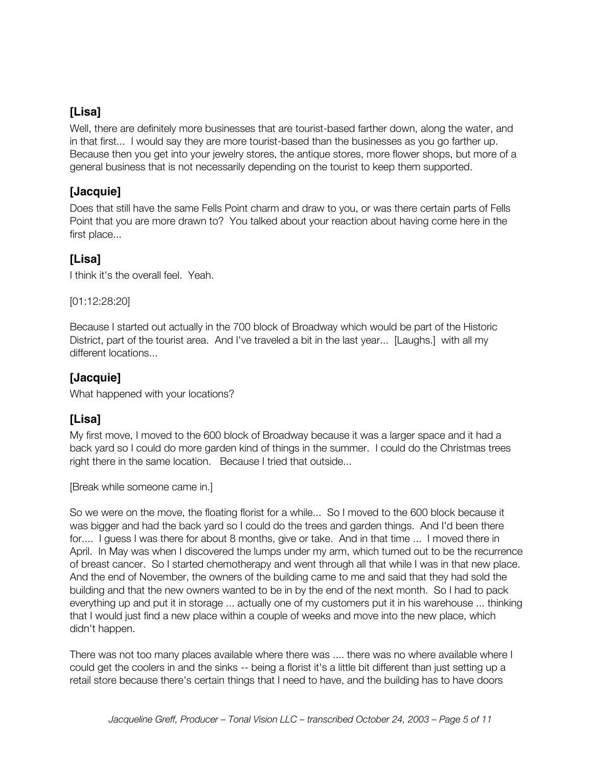### [Lisa]

Well, there are definitely more businesses that are tourist-based farther down, along the water, and in that first... I would say they are more tourist-based than the businesses as you go farther up. Because then you get into your jewelry stores, the antique stores, more flower shops, but more of a general business that is not necessarily depending on the tourist to keep them supported.

### [Jacquie]

Does that still have the same Fells Point charm and draw to you, or was there certain parts of Fells Point that you are more drawn to? You talked about your reaction about having come here in the first place...

### [Lisa]

I think it's the overall feel. Yeah.

[01:12:28:20]

Because I started out actually in the 700 block of Broadway which would be part of the Historic District, part of the tourist area. And I've traveled a bit in the last year... [Laughs.] with all my different locations...

### [Jacquie]

What happened with your locations?

### [Lisa]

My first move, I moved to the 600 block of Broadway because it was a larger space and it had a back yard so I could do more garden kind of things in the summer. I could do the Christmas trees right there in the same location. Because I tried that outside...

[Break while someone came in.]

So we were on the move, the floating florist for a while... So I moved to the 600 block because it was bigger and had the back yard so I could do the trees and garden things. And I'd been there for.... I guess I was there for about 8 months, give or take. And in that time ... I moved there in April. In May was when I discovered the lumps under my arm, which turned out to be the recurrence of breast cancer. So I started chemotherapy and went through all that while I was in that new place. And the end of November, the owners of the building came to me and said that they had sold the building and that the new owners wanted to be in by the end of the next month. So I had to pack everything up and put it in storage ... actually one of my customers put it in his warehouse ... thinking that I would just find a new place within a couple of weeks and move into the new place, which didn't happen.

There was not too many places available where there was .... there was no where available where I could get the coolers in and the sinks -- being a florist it's a little bit different than just setting up a retail store because there's certain things that I need to have, and the building has to have doors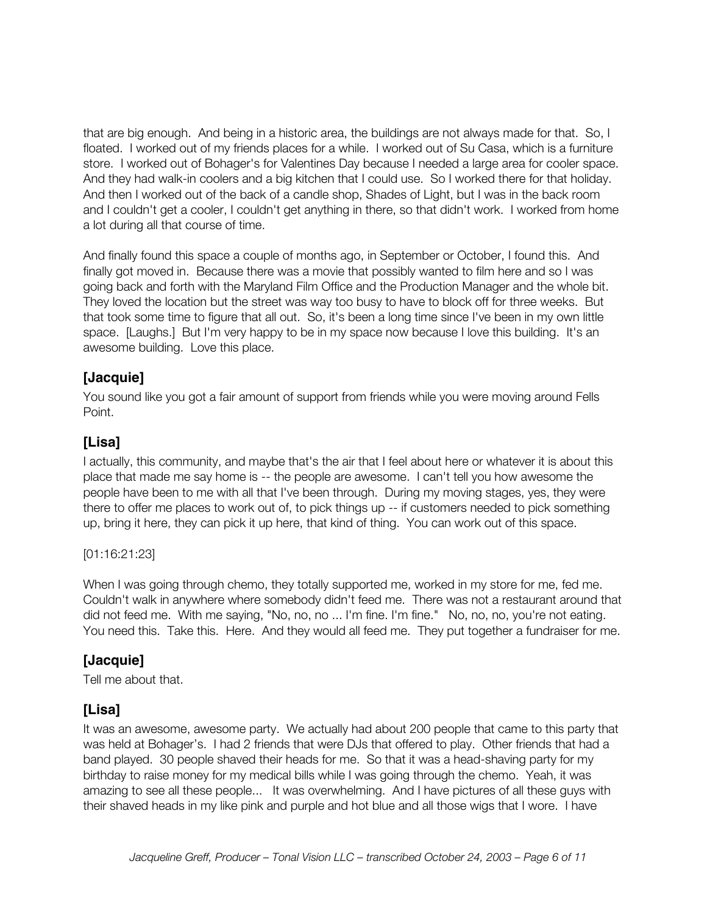that are big enough. And being in a historic area, the buildings are not always made for that. So, I floated. I worked out of my friends places for a while. I worked out of Su Casa, which is a furniture store. I worked out of Bohager's for Valentines Day because I needed a large area for cooler space. And they had walk-in coolers and a big kitchen that I could use. So I worked there for that holiday. And then I worked out of the back of a candle shop, Shades of Light, but I was in the back room and I couldn't get a cooler, I couldn't get anything in there, so that didn't work. I worked from home a lot during all that course of time.

And finally found this space a couple of months ago, in September or October, I found this. And finally got moved in. Because there was a movie that possibly wanted to film here and so I was going back and forth with the Maryland Film Office and the Production Manager and the whole bit. They loved the location but the street was way too busy to have to block off for three weeks. But that took some time to figure that all out. So, it's been a long time since I've been in my own little space. [Laughs.] But I'm very happy to be in my space now because I love this building. It's an awesome building. Love this place.

## [Jacquie]

You sound like you got a fair amount of support from friends while you were moving around Fells Point.

## [Lisa]

I actually, this community, and maybe that's the air that I feel about here or whatever it is about this place that made me say home is -- the people are awesome. I can't tell you how awesome the people have been to me with all that I've been through. During my moving stages, yes, they were there to offer me places to work out of, to pick things up -- if customers needed to pick something up, bring it here, they can pick it up here, that kind of thing. You can work out of this space.

[01:16:21:23]

When I was going through chemo, they totally supported me, worked in my store for me, fed me. Couldn't walk in anywhere where somebody didn't feed me. There was not a restaurant around that did not feed me. With me saying, "No, no, no ... I'm fine. I'm fine." No, no, no, you're not eating. You need this. Take this. Here. And they would all feed me. They put together a fundraiser for me.

## [Jacquie]

Tell me about that.

## [Lisa]

It was an awesome, awesome party. We actually had about 200 people that came to this party that was held at Bohager's. I had 2 friends that were DJs that offered to play. Other friends that had a band played. 30 people shaved their heads for me. So that it was a head-shaving party for my birthday to raise money for my medical bills while I was going through the chemo. Yeah, it was amazing to see all these people... It was overwhelming. And I have pictures of all these guys with their shaved heads in my like pink and purple and hot blue and all those wigs that I wore. I have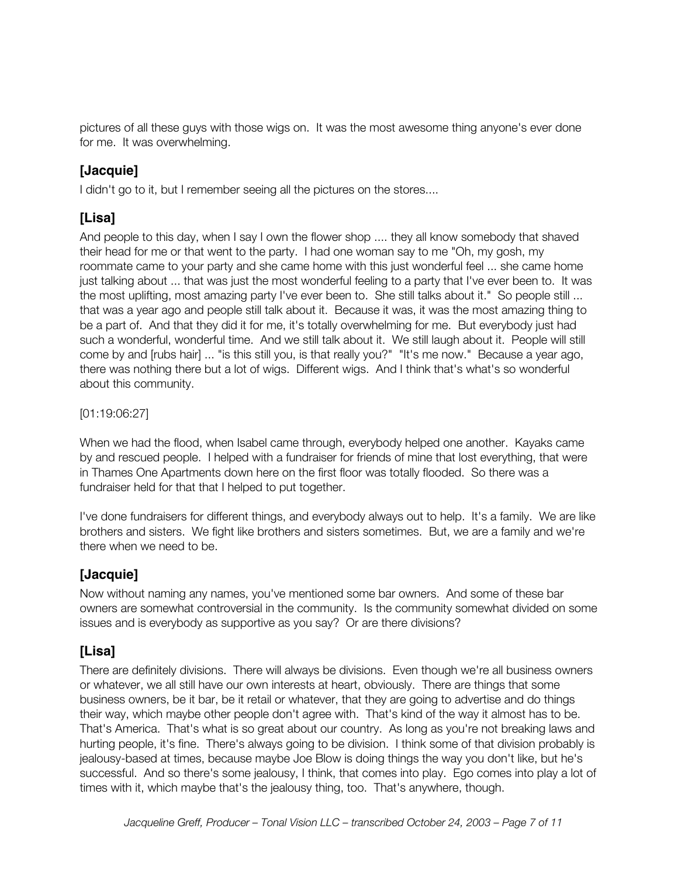pictures of all these guys with those wigs on. It was the most awesome thing anyone's ever done for me. It was overwhelming.

## [Jacquie]

I didn't go to it, but I remember seeing all the pictures on the stores....

## [Lisa]

And people to this day, when I say I own the flower shop .... they all know somebody that shaved their head for me or that went to the party. I had one woman say to me "Oh, my gosh, my roommate came to your party and she came home with this just wonderful feel ... she came home just talking about ... that was just the most wonderful feeling to a party that I've ever been to. It was the most uplifting, most amazing party I've ever been to. She still talks about it." So people still ... that was a year ago and people still talk about it. Because it was, it was the most amazing thing to be a part of. And that they did it for me, it's totally overwhelming for me. But everybody just had such a wonderful, wonderful time. And we still talk about it. We still laugh about it. People will still come by and [rubs hair] ... "is this still you, is that really you?" "It's me now." Because a year ago, there was nothing there but a lot of wigs. Different wigs. And I think that's what's so wonderful about this community.

[01:19:06:27]

When we had the flood, when Isabel came through, everybody helped one another. Kayaks came by and rescued people. I helped with a fundraiser for friends of mine that lost everything, that were in Thames One Apartments down here on the first floor was totally flooded. So there was a fundraiser held for that that I helped to put together.

I've done fundraisers for different things, and everybody always out to help. It's a family. We are like brothers and sisters. We fight like brothers and sisters sometimes. But, we are a family and we're there when we need to be.

## [Jacquie]

Now without naming any names, you've mentioned some bar owners. And some of these bar owners are somewhat controversial in the community. Is the community somewhat divided on some issues and is everybody as supportive as you say? Or are there divisions?

## [Lisa]

There are definitely divisions. There will always be divisions. Even though we're all business owners or whatever, we all still have our own interests at heart, obviously. There are things that some business owners, be it bar, be it retail or whatever, that they are going to advertise and do things their way, which maybe other people don't agree with. That's kind of the way it almost has to be. That's America. That's what is so great about our country. As long as you're not breaking laws and hurting people, it's fine. There's always going to be division. I think some of that division probably is jealousy-based at times, because maybe Joe Blow is doing things the way you don't like, but he's successful. And so there's some jealousy, I think, that comes into play. Ego comes into play a lot of times with it, which maybe that's the jealousy thing, too. That's anywhere, though.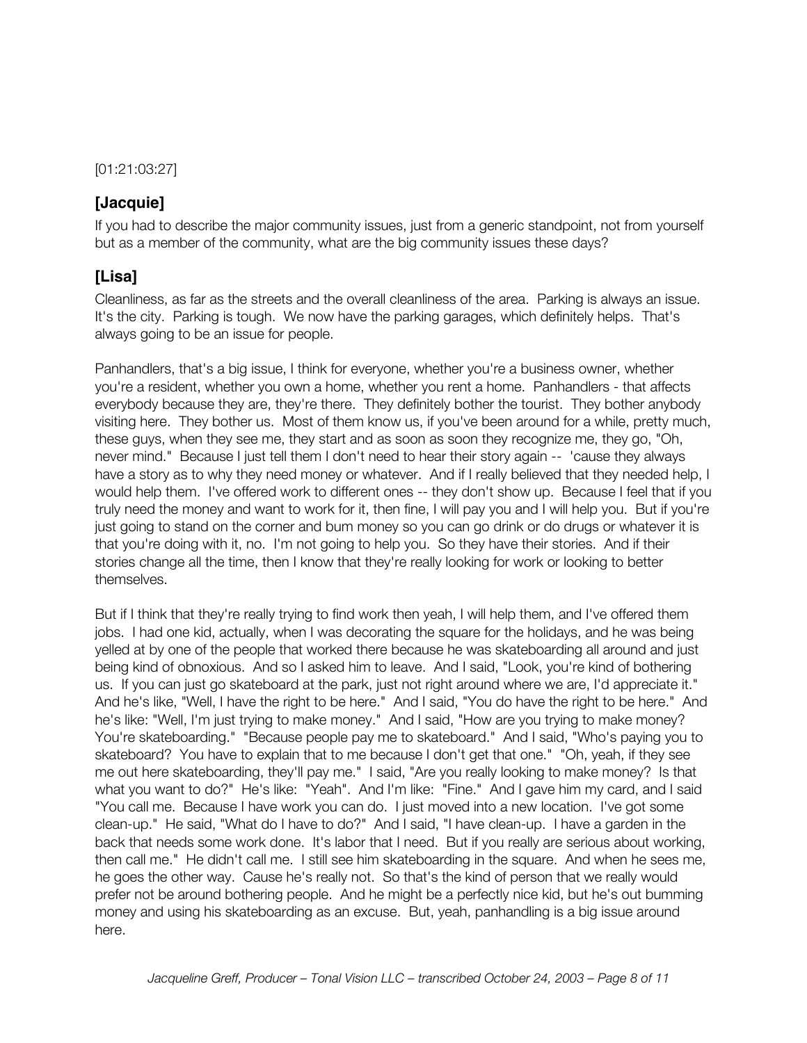[01:21:03:27]

## [Jacquie]

If you had to describe the major community issues, just from a generic standpoint, not from yourself but as a member of the community, what are the big community issues these days?

## [Lisa]

Cleanliness, as far as the streets and the overall cleanliness of the area. Parking is always an issue. It's the city. Parking is tough. We now have the parking garages, which definitely helps. That's always going to be an issue for people.

Panhandlers, that's a big issue, I think for everyone, whether you're a business owner, whether you're a resident, whether you own a home, whether you rent a home. Panhandlers - that affects everybody because they are, they're there. They definitely bother the tourist. They bother anybody visiting here. They bother us. Most of them know us, if you've been around for a while, pretty much, these guys, when they see me, they start and as soon as soon they recognize me, they go, "Oh, never mind." Because I just tell them I don't need to hear their story again -- 'cause they always have a story as to why they need money or whatever. And if I really believed that they needed help, I would help them. I've offered work to different ones -- they don't show up. Because I feel that if you truly need the money and want to work for it, then fine, I will pay you and I will help you. But if you're just going to stand on the corner and bum money so you can go drink or do drugs or whatever it is that you're doing with it, no. I'm not going to help you. So they have their stories. And if their stories change all the time, then I know that they're really looking for work or looking to better themselves.

But if I think that they're really trying to find work then yeah, I will help them, and I've offered them jobs. I had one kid, actually, when I was decorating the square for the holidays, and he was being yelled at by one of the people that worked there because he was skateboarding all around and just being kind of obnoxious. And so I asked him to leave. And I said, "Look, you're kind of bothering us. If you can just go skateboard at the park, just not right around where we are, I'd appreciate it." And he's like, "Well, I have the right to be here." And I said, "You do have the right to be here." And he's like: "Well, I'm just trying to make money." And I said, "How are you trying to make money? You're skateboarding." "Because people pay me to skateboard." And I said, "Who's paying you to skateboard? You have to explain that to me because I don't get that one." "Oh, yeah, if they see me out here skateboarding, they'll pay me." I said, "Are you really looking to make money? Is that what you want to do?" He's like: "Yeah". And I'm like: "Fine." And I gave him my card, and I said "You call me. Because I have work you can do. I just moved into a new location. I've got some clean-up." He said, "What do I have to do?" And I said, "I have clean-up. I have a garden in the back that needs some work done. It's labor that I need. But if you really are serious about working, then call me." He didn't call me. I still see him skateboarding in the square. And when he sees me, he goes the other way. Cause he's really not. So that's the kind of person that we really would prefer not be around bothering people. And he might be a perfectly nice kid, but he's out bumming money and using his skateboarding as an excuse. But, yeah, panhandling is a big issue around here.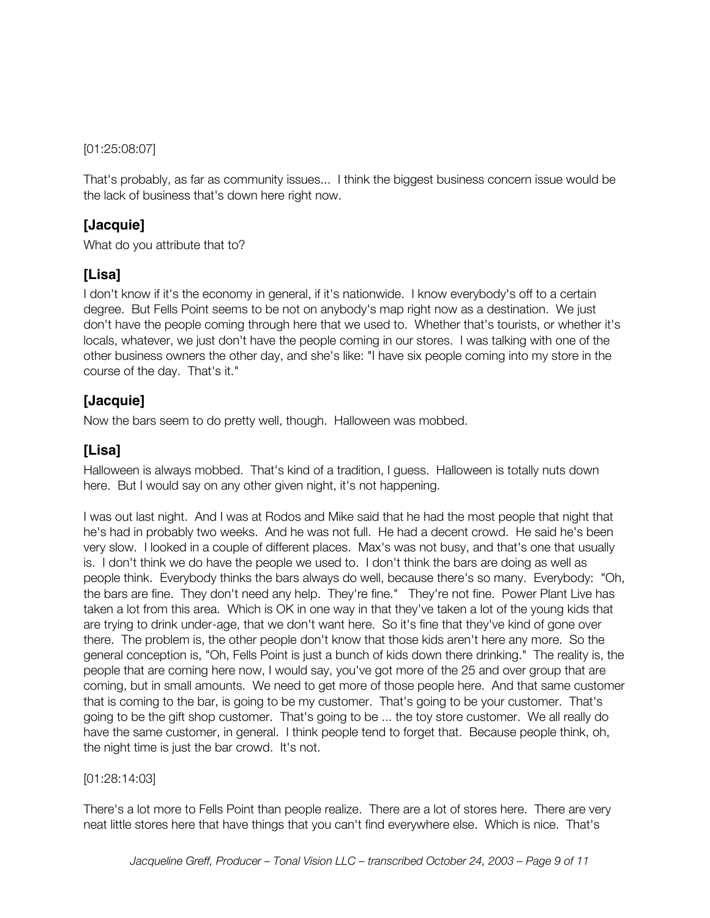[01:25:08:07]

That's probably, as far as community issues... I think the biggest business concern issue would be the lack of business that's down here right now.

## [Jacquie]

What do you attribute that to?

## [Lisa]

I don't know if it's the economy in general, if it's nationwide. I know everybody's off to a certain degree. But Fells Point seems to be not on anybody's map right now as a destination. We just don't have the people coming through here that we used to. Whether that's tourists, or whether it's locals, whatever, we just don't have the people coming in our stores. I was talking with one of the other business owners the other day, and she's like: "I have six people coming into my store in the course of the day. That's it."

## [Jacquie]

Now the bars seem to do pretty well, though. Halloween was mobbed.

## [Lisa]

Halloween is always mobbed. That's kind of a tradition, I guess. Halloween is totally nuts down here. But I would say on any other given night, it's not happening.

I was out last night. And I was at Rodos and Mike said that he had the most people that night that he's had in probably two weeks. And he was not full. He had a decent crowd. He said he's been very slow. I looked in a couple of different places. Max's was not busy, and that's one that usually is. I don't think we do have the people we used to. I don't think the bars are doing as well as people think. Everybody thinks the bars always do well, because there's so many. Everybody: "Oh, the bars are fine. They don't need any help. They're fine." They're not fine. Power Plant Live has taken a lot from this area. Which is OK in one way in that they've taken a lot of the young kids that are trying to drink under-age, that we don't want here. So it's fine that they've kind of gone over there. The problem is, the other people don't know that those kids aren't here any more. So the general conception is, "Oh, Fells Point is just a bunch of kids down there drinking." The reality is, the people that are coming here now, I would say, you've got more of the 25 and over group that are coming, but in small amounts. We need to get more of those people here. And that same customer that is coming to the bar, is going to be my customer. That's going to be your customer. That's going to be the gift shop customer. That's going to be ... the toy store customer. We all really do have the same customer, in general. I think people tend to forget that. Because people think, oh, the night time is just the bar crowd. It's not.

[01:28:14:03]

There's a lot more to Fells Point than people realize. There are a lot of stores here. There are very neat little stores here that have things that you can't find everywhere else. Which is nice. That's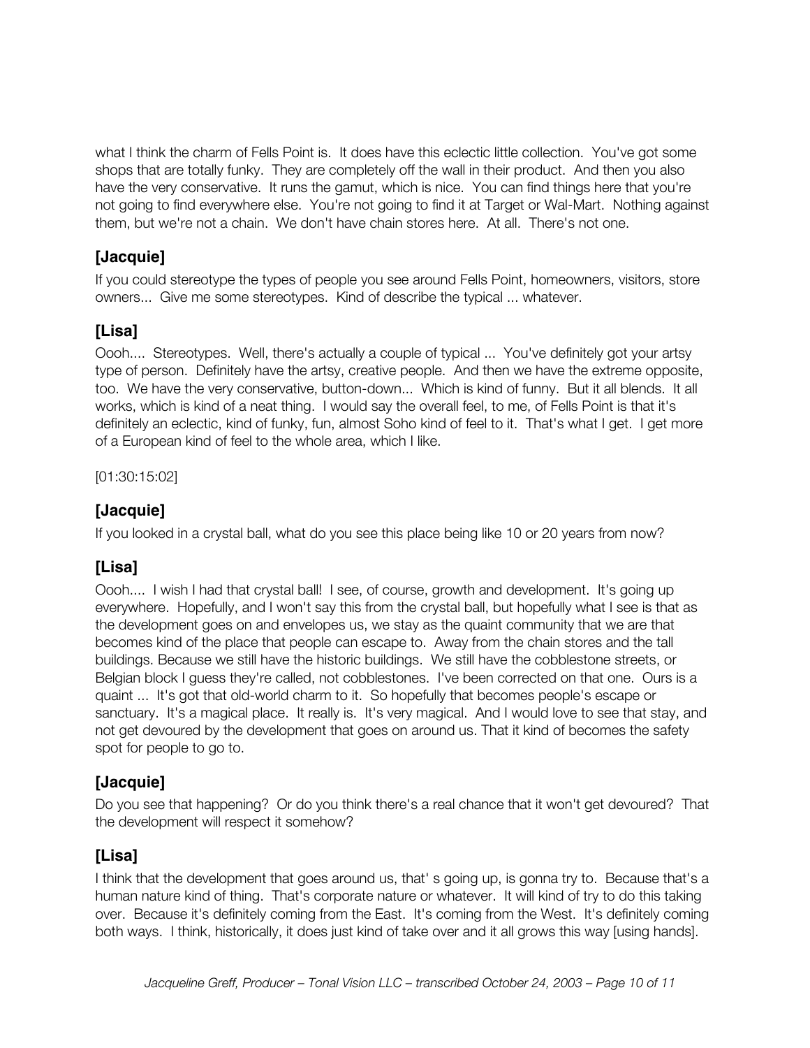what I think the charm of Fells Point is. It does have this eclectic little collection. You've got some shops that are totally funky. They are completely off the wall in their product. And then you also have the very conservative. It runs the gamut, which is nice. You can find things here that you're not going to find everywhere else. You're not going to find it at Target or Wal-Mart. Nothing against them, but we're not a chain. We don't have chain stores here. At all. There's not one.

## [Jacquie]

If you could stereotype the types of people you see around Fells Point, homeowners, visitors, store owners... Give me some stereotypes. Kind of describe the typical ... whatever.

## [Lisa]

Oooh.... Stereotypes. Well, there's actually a couple of typical ... You've definitely got your artsy type of person. Definitely have the artsy, creative people. And then we have the extreme opposite, too. We have the very conservative, button-down... Which is kind of funny. But it all blends. It all works, which is kind of a neat thing. I would say the overall feel, to me, of Fells Point is that it's definitely an eclectic, kind of funky, fun, almost Soho kind of feel to it. That's what I get. I get more of a European kind of feel to the whole area, which I like.

[01:30:15:02]

## [Jacquie]

If you looked in a crystal ball, what do you see this place being like 10 or 20 years from now?

## [Lisa]

Oooh.... I wish I had that crystal ball! I see, of course, growth and development. It's going up everywhere. Hopefully, and I won't say this from the crystal ball, but hopefully what I see is that as the development goes on and envelopes us, we stay as the quaint community that we are that becomes kind of the place that people can escape to. Away from the chain stores and the tall buildings. Because we still have the historic buildings. We still have the cobblestone streets, or Belgian block I guess they're called, not cobblestones. I've been corrected on that one. Ours is a quaint ... It's got that old-world charm to it. So hopefully that becomes people's escape or sanctuary. It's a magical place. It really is. It's very magical. And I would love to see that stay, and not get devoured by the development that goes on around us. That it kind of becomes the safety spot for people to go to.

## [Jacquie]

Do you see that happening? Or do you think there's a real chance that it won't get devoured? That the development will respect it somehow?

## [Lisa]

I think that the development that goes around us, that' s going up, is gonna try to. Because that's a human nature kind of thing. That's corporate nature or whatever. It will kind of try to do this taking over. Because it's definitely coming from the East. It's coming from the West. It's definitely coming both ways. I think, historically, it does just kind of take over and it all grows this way [using hands].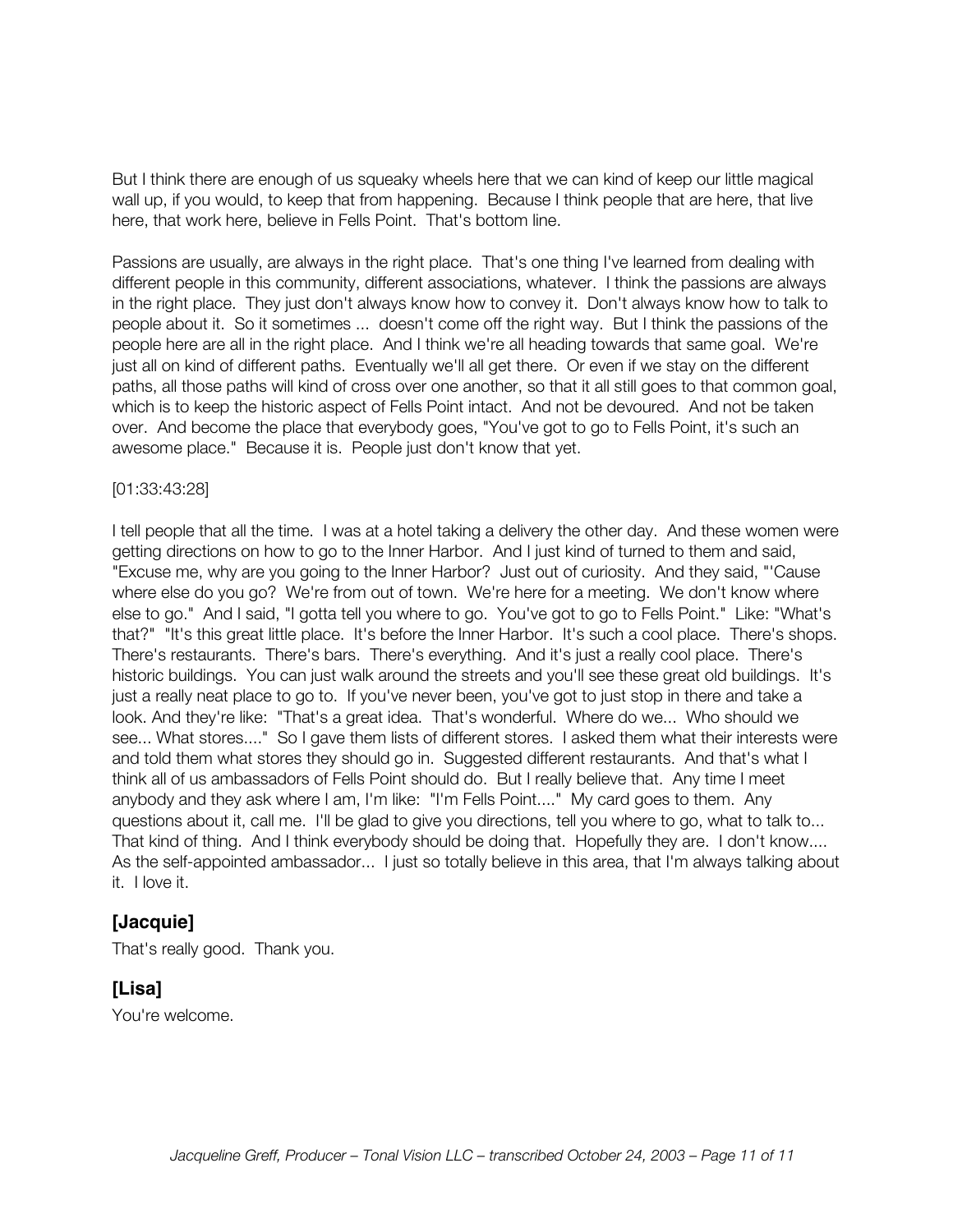But I think there are enough of us squeaky wheels here that we can kind of keep our little magical wall up, if you would, to keep that from happening. Because I think people that are here, that live here, that work here, believe in Fells Point. That's bottom line.

Passions are usually, are always in the right place. That's one thing I've learned from dealing with different people in this community, different associations, whatever. I think the passions are always in the right place. They just don't always know how to convey it. Don't always know how to talk to people about it. So it sometimes ... doesn't come off the right way. But I think the passions of the people here are all in the right place. And I think we're all heading towards that same goal. We're just all on kind of different paths. Eventually we'll all get there. Or even if we stay on the different paths, all those paths will kind of cross over one another, so that it all still goes to that common goal, which is to keep the historic aspect of Fells Point intact. And not be devoured. And not be taken over. And become the place that everybody goes, "You've got to go to Fells Point, it's such an awesome place." Because it is. People just don't know that yet.

[01:33:43:28]

I tell people that all the time. I was at a hotel taking a delivery the other day. And these women were getting directions on how to go to the Inner Harbor. And I just kind of turned to them and said, "Excuse me, why are you going to the Inner Harbor? Just out of curiosity. And they said, "'Cause where else do you go? We're from out of town. We're here for a meeting. We don't know where else to go." And I said, "I gotta tell you where to go. You've got to go to Fells Point." Like: "What's that?" "It's this great little place. It's before the Inner Harbor. It's such a cool place. There's shops. There's restaurants. There's bars. There's everything. And it's just a really cool place. There's historic buildings. You can just walk around the streets and you'll see these great old buildings. It's just a really neat place to go to. If you've never been, you've got to just stop in there and take a look. And they're like: "That's a great idea. That's wonderful. Where do we... Who should we see... What stores...." So I gave them lists of different stores. I asked them what their interests were and told them what stores they should go in. Suggested different restaurants. And that's what I think all of us ambassadors of Fells Point should do. But I really believe that. Any time I meet anybody and they ask where I am, I'm like: "I'm Fells Point...." My card goes to them. Any questions about it, call me. I'll be glad to give you directions, tell you where to go, what to talk to... That kind of thing. And I think everybody should be doing that. Hopefully they are. I don't know.... As the self-appointed ambassador... I just so totally believe in this area, that I'm always talking about it. I love it.

### [Jacquie]

That's really good. Thank you.

### [Lisa]

You're welcome.